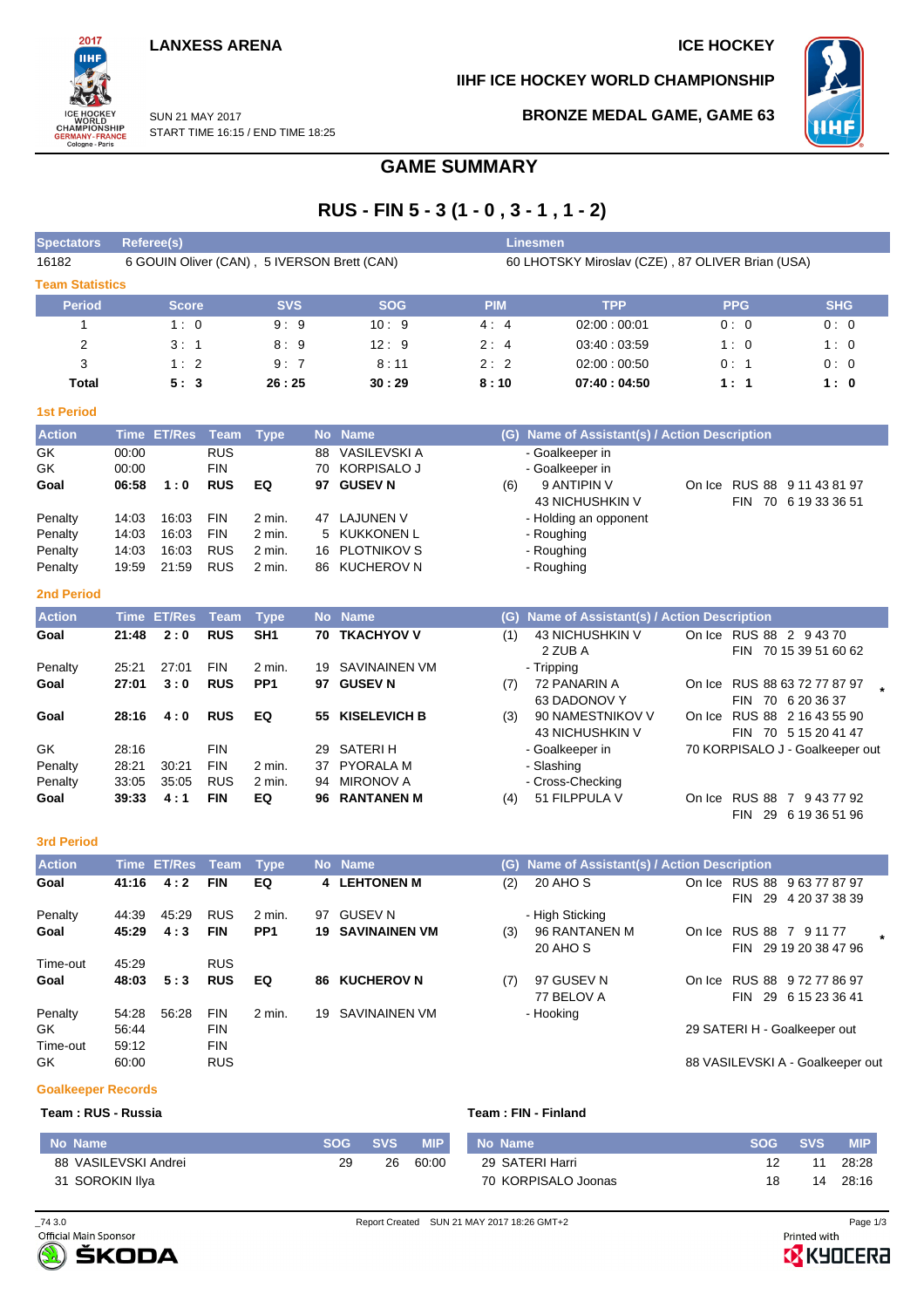LANXESS ARENA

ICE HOCKEY

IIHF ICE HOCKEY WORLD CHAMPIONSHIP

SUN 21 MAY 2017
START TIME 16:15 / END TIME 18:25

BRONZE MEDAL GAME, GAME 63

# GAME SUMMARY

## RUS - FIN 5 - 3 (1 - 0 , 3 - 1 , 1 - 2)

| Spectators | Referee(s) | Linesmen |
|---|---|---|
| 16182 | 6 GOUIN Oliver (CAN) , 5 IVERSON Brett (CAN) | 60 LHOTSKY Miroslav (CZE) , 87 OLIVER Brian (USA) |

### Team Statistics

| Period | Score | SVS | SOG | PIM | TPP | PPG | SHG |
|---|---|---|---|---|---|---|---|
| 1 | 1 : 0 | 9 : 9 | 10 : 9 | 4 : 4 | 02:00 : 00:01 | 0 : 0 | 0 : 0 |
| 2 | 3 : 1 | 8 : 9 | 12 : 9 | 2 : 4 | 03:40 : 03:59 | 1 : 0 | 1 : 0 |
| 3 | 1 : 2 | 9 : 7 | 8 : 11 | 2 : 2 | 02:00 : 00:50 | 0 : 1 | 0 : 0 |
| **Total** | **5 : 3** | **26 : 25** | **30 : 29** | **8 : 10** | **07:40 : 04:50** | **1 : 1** | **1 : 0** |

### 1st Period

| Action | Time | ET/Res | Team | Type | No | Name | (G) | Name of Assistant(s) / Action Description | |
|---|---|---|---|---|---|---|---|---|---|
| GK | 00:00 | | RUS | | 88 | VASILEVSKI A | | - Goalkeeper in | |
| GK | 00:00 | | FIN | | 70 | KORPISALO J | | - Goalkeeper in | |
| **Goal** | **06:58** | **1 : 0** | **RUS** | **EQ** | **97** | **GUSEV N** | (6) | 9 ANTIPIN V<br>43 NICHUSHKIN V | On Ice RUS 88 9 11 43 81 97<br>FIN 70 6 19 33 36 51 |
| Penalty | 14:03 | 16:03 | FIN | 2 min. | 47 | LAJUNEN V | | - Holding an opponent | |
| Penalty | 14:03 | 16:03 | FIN | 2 min. | 5 | KUKKONEN L | | - Roughing | |
| Penalty | 14:03 | 16:03 | RUS | 2 min. | 16 | PLOTNIKOV S | | - Roughing | |
| Penalty | 19:59 | 21:59 | RUS | 2 min. | 86 | KUCHEROV N | | - Roughing | |

### 2nd Period

| Action | Time | ET/Res | Team | Type | No | Name | (G) | Name of Assistant(s) / Action Description | |
|---|---|---|---|---|---|---|---|---|---|
| **Goal** | **21:48** | **2 : 0** | **RUS** | **SH1** | **70** | **TKACHYOV V** | (1) | 43 NICHUSHKIN V<br>2 ZUB A | On Ice RUS 88 2 9 43 70<br>FIN 70 15 39 51 60 62 |
| Penalty | 25:21 | 27:01 | FIN | 2 min. | 19 | SAVINAINEN VM | | - Tripping | |
| **Goal** | **27:01** | **3 : 0** | **RUS** | **PP1** | **97** | **GUSEV N** | (7) | 72 PANARIN A<br>63 DADONOV Y | On Ice RUS 88 63 72 77 87 97 *<br>FIN 70 6 20 36 37 |
| **Goal** | **28:16** | **4 : 0** | **RUS** | **EQ** | **55** | **KISELEVICH B** | (3) | 90 NAMESTNIKOV V<br>43 NICHUSHKIN V | On Ice RUS 88 2 16 43 55 90<br>FIN 70 5 15 20 41 47 |
| GK | 28:16 | | FIN | | 29 | SATERI H | | - Goalkeeper in | 70 KORPISALO J - Goalkeeper out |
| Penalty | 28:21 | 30:21 | FIN | 2 min. | 37 | PYORALA M | | - Slashing | |
| Penalty | 33:05 | 35:05 | RUS | 2 min. | 94 | MIRONOV A | | - Cross-Checking | |
| **Goal** | **39:33** | **4 : 1** | **FIN** | **EQ** | **96** | **RANTANEN M** | (4) | 51 FILPPULA V | On Ice RUS 88 7 9 43 77 92<br>FIN 29 6 19 36 51 96 |

### 3rd Period

| Action | Time | ET/Res | Team | Type | No | Name | (G) | Name of Assistant(s) / Action Description | |
|---|---|---|---|---|---|---|---|---|---|
| **Goal** | **41:16** | **4 : 2** | **FIN** | **EQ** | **4** | **LEHTONEN M** | (2) | 20 AHO S | On Ice RUS 88 9 63 77 87 97<br>FIN 29 4 20 37 38 39 |
| Penalty | 44:39 | 45:29 | RUS | 2 min. | 97 | GUSEV N | | - High Sticking | |
| **Goal** | **45:29** | **4 : 3** | **FIN** | **PP1** | **19** | **SAVINAINEN VM** | (3) | 96 RANTANEN M<br>20 AHO S | On Ice RUS 88 7 9 11 77 *<br>FIN 29 19 20 38 47 96 |
| Time-out | 45:29 | | RUS | | | | | | |
| **Goal** | **48:03** | **5 : 3** | **RUS** | **EQ** | **86** | **KUCHEROV N** | (7) | 97 GUSEV N<br>77 BELOV A | On Ice RUS 88 9 72 77 86 97<br>FIN 29 6 15 23 36 41 |
| Penalty | 54:28 | 56:28 | FIN | 2 min. | 19 | SAVINAINEN VM | | - Hooking | |
| GK | 56:44 | | FIN | | | | | | 29 SATERI H - Goalkeeper out |
| Time-out | 59:12 | | FIN | | | | | | |
| GK | 60:00 | | RUS | | | | | | 88 VASILEVSKI A - Goalkeeper out |

### Goalkeeper Records

**Team : RUS - Russia**

| No | Name | SOG | SVS | MIP |
|---|---|---|---|---|
| 88 | VASILEVSKI Andrei | 29 | 26 | 60:00 |
| 31 | SOROKIN Ilya | | | |

**Team : FIN - Finland**

| No | Name | SOG | SVS | MIP |
|---|---|---|---|---|
| 29 | SATERI Harri | 12 | 11 | 28:28 |
| 70 | KORPISALO Joonas | 18 | 14 | 28:16 |

_74 3.0 Report Created SUN 21 MAY 2017 18:26 GMT+2

Official Main Sponsor ŠKODA Printed with KYOCERA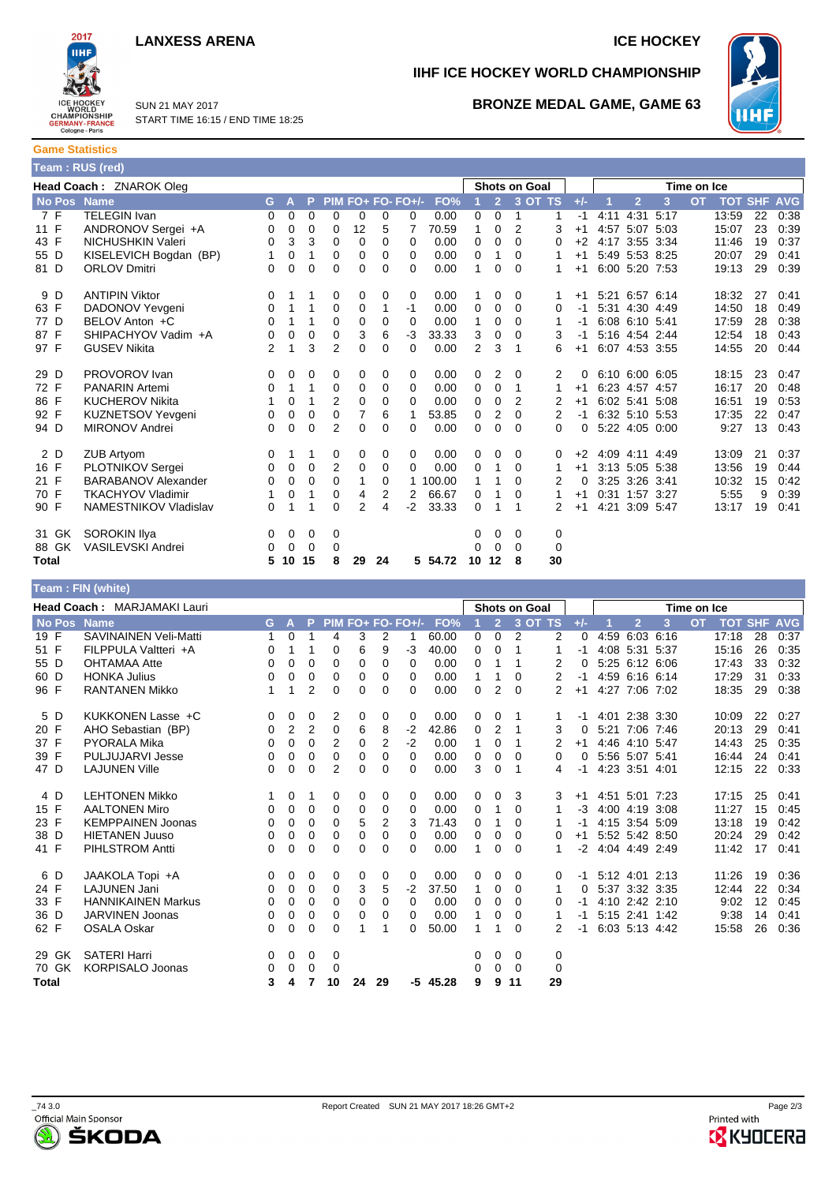# IIHF ICE HOCKEY WORLD CHAMPIONSHIP

LANXESS ARENA — ICE HOCKEY

SUN 21 MAY 2017
START TIME 16:15 / END TIME 18:25

## BRONZE MEDAL GAME, GAME 63

### Game Statistics

**Team : RUS (red)**

**Head Coach :** ZNAROK Oleg

| No | Pos | Name | G | A | P | PIM | FO+ | FO- | FO+/- | FO% | 1 | 2 | 3 | OT | TS | +/- | 1 | 2 | 3 | OT | TOT | SHF | AVG |
|---|---|---|---|---|---|---|---|---|---|---|---|---|---|---|---|---|---|---|---|---|---|---|---|
| | | | | | | | | | | | Shots on Goal | | | | | | Time on Ice | | | | | | |
| 7 | F | TELEGIN Ivan | 0 | 0 | 0 | 0 | 0 | 0 | 0 | 0.00 | 0 | 0 | 1 | | 1 | -1 | 4:11 | 4:31 | 5:17 | | 13:59 | 22 | 0:38 |
| 11 | F | ANDRONOV Sergei +A | 0 | 0 | 0 | 0 | 12 | 5 | 7 | 70.59 | 1 | 0 | 2 | | 3 | +1 | 4:57 | 5:07 | 5:03 | | 15:07 | 23 | 0:39 |
| 43 | F | NICHUSHKIN Valeri | 0 | 3 | 3 | 0 | 0 | 0 | 0 | 0.00 | 0 | 0 | 0 | | 0 | +2 | 4:17 | 3:55 | 3:34 | | 11:46 | 19 | 0:37 |
| 55 | D | KISELEVICH Bogdan (BP) | 1 | 0 | 1 | 0 | 0 | 0 | 0 | 0.00 | 0 | 1 | 0 | | 1 | +1 | 5:49 | 5:53 | 8:25 | | 20:07 | 29 | 0:41 |
| 81 | D | ORLOV Dmitri | 0 | 0 | 0 | 0 | 0 | 0 | 0 | 0.00 | 1 | 0 | 0 | | 1 | +1 | 6:00 | 5:20 | 7:53 | | 19:13 | 29 | 0:39 |
| 9 | D | ANTIPIN Viktor | 0 | 1 | 1 | 0 | 0 | 0 | 0 | 0.00 | 1 | 0 | 0 | | 1 | +1 | 5:21 | 6:57 | 6:14 | | 18:32 | 27 | 0:41 |
| 63 | F | DADONOV Yevgeni | 0 | 1 | 1 | 0 | 0 | 1 | -1 | 0.00 | 0 | 0 | 0 | | 0 | -1 | 5:31 | 4:30 | 4:49 | | 14:50 | 18 | 0:49 |
| 77 | D | BELOV Anton +C | 0 | 1 | 1 | 0 | 0 | 0 | 0 | 0.00 | 1 | 0 | 0 | | 1 | -1 | 6:08 | 6:10 | 5:41 | | 17:59 | 28 | 0:38 |
| 87 | F | SHIPACHYOV Vadim +A | 0 | 0 | 0 | 0 | 3 | 6 | -3 | 33.33 | 3 | 0 | 0 | | 3 | -1 | 5:16 | 4:54 | 2:44 | | 12:54 | 18 | 0:43 |
| 97 | F | GUSEV Nikita | 2 | 1 | 3 | 2 | 0 | 0 | 0 | 0.00 | 2 | 3 | 1 | | 6 | +1 | 6:07 | 4:53 | 3:55 | | 14:55 | 20 | 0:44 |
| 29 | D | PROVOROV Ivan | 0 | 0 | 0 | 0 | 0 | 0 | 0 | 0.00 | 0 | 2 | 0 | | 2 | 0 | 6:10 | 6:00 | 6:05 | | 18:15 | 23 | 0:47 |
| 72 | F | PANARIN Artemi | 0 | 1 | 1 | 0 | 0 | 0 | 0 | 0.00 | 0 | 0 | 1 | | 1 | +1 | 6:23 | 4:57 | 4:57 | | 16:17 | 20 | 0:48 |
| 86 | F | KUCHEROV Nikita | 1 | 0 | 1 | 2 | 0 | 0 | 0 | 0.00 | 0 | 0 | 2 | | 2 | +1 | 6:02 | 5:41 | 5:08 | | 16:51 | 19 | 0:53 |
| 92 | F | KUZNETSOV Yevgeni | 0 | 0 | 0 | 0 | 7 | 6 | 1 | 53.85 | 0 | 2 | 0 | | 2 | -1 | 6:32 | 5:10 | 5:53 | | 17:35 | 22 | 0:47 |
| 94 | D | MIRONOV Andrei | 0 | 0 | 0 | 2 | 0 | 0 | 0 | 0.00 | 0 | 0 | 0 | | 0 | 0 | 5:22 | 4:05 | 0:00 | | 9:27 | 13 | 0:43 |
| 2 | D | ZUB Artyom | 0 | 1 | 1 | 0 | 0 | 0 | 0 | 0.00 | 0 | 0 | 0 | | 0 | +2 | 4:09 | 4:11 | 4:49 | | 13:09 | 21 | 0:37 |
| 16 | F | PLOTNIKOV Sergei | 0 | 0 | 0 | 2 | 0 | 0 | 0 | 0.00 | 0 | 1 | 0 | | 1 | +1 | 3:13 | 5:05 | 5:38 | | 13:56 | 19 | 0:44 |
| 21 | F | BARABANOV Alexander | 0 | 0 | 0 | 0 | 1 | 0 | 1 | 100.00 | 1 | 1 | 0 | | 2 | 0 | 3:25 | 3:26 | 3:41 | | 10:32 | 15 | 0:42 |
| 70 | F | TKACHYOV Vladimir | 1 | 0 | 1 | 0 | 4 | 2 | 2 | 66.67 | 0 | 1 | 0 | | 1 | +1 | 0:31 | 1:57 | 3:27 | | 5:55 | 9 | 0:39 |
| 90 | F | NAMESTNIKOV Vladislav | 0 | 1 | 1 | 0 | 2 | 4 | -2 | 33.33 | 0 | 1 | 1 | | 2 | +1 | 4:21 | 3:09 | 5:47 | | 13:17 | 19 | 0:41 |
| 31 | GK | SOROKIN Ilya | 0 | 0 | 0 | 0 | | | | | 0 | 0 | 0 | | 0 | | | | | | | | |
| 88 | GK | VASILEVSKI Andrei | 0 | 0 | 0 | 0 | | | | | 0 | 0 | 0 | | 0 | | | | | | | | |
| Total | | | 5 | 10 | 15 | 8 | 29 | 24 | 5 | 54.72 | 10 | 12 | 8 | | 30 | | | | | | | | |

**Team : FIN (white)**

**Head Coach :** MARJAMAKI Lauri

| No | Pos | Name | G | A | P | PIM | FO+ | FO- | FO+/- | FO% | 1 | 2 | 3 | OT | TS | +/- | 1 | 2 | 3 | OT | TOT | SHF | AVG |
|---|---|---|---|---|---|---|---|---|---|---|---|---|---|---|---|---|---|---|---|---|---|---|---|
| | | | | | | | | | | | Shots on Goal | | | | | | Time on Ice | | | | | | |
| 19 | F | SAVINAINEN Veli-Matti | 1 | 0 | 1 | 4 | 3 | 2 | 1 | 60.00 | 0 | 0 | 2 | | 2 | 0 | 4:59 | 6:03 | 6:16 | | 17:18 | 28 | 0:37 |
| 51 | F | FILPPULA Valtteri +A | 0 | 1 | 1 | 0 | 6 | 9 | -3 | 40.00 | 0 | 0 | 1 | | 1 | -1 | 4:08 | 5:31 | 5:37 | | 15:16 | 26 | 0:35 |
| 55 | D | OHTAMAA Atte | 0 | 0 | 0 | 0 | 0 | 0 | 0 | 0.00 | 0 | 1 | 1 | | 2 | 0 | 5:25 | 6:12 | 6:06 | | 17:43 | 33 | 0:32 |
| 60 | D | HONKA Julius | 0 | 0 | 0 | 0 | 0 | 0 | 0 | 0.00 | 1 | 1 | 0 | | 2 | -1 | 4:59 | 6:16 | 6:14 | | 17:29 | 31 | 0:33 |
| 96 | F | RANTANEN Mikko | 1 | 1 | 2 | 0 | 0 | 0 | 0 | 0.00 | 0 | 2 | 0 | | 2 | +1 | 4:27 | 7:06 | 7:02 | | 18:35 | 29 | 0:38 |
| 5 | D | KUKKONEN Lasse +C | 0 | 0 | 0 | 2 | 0 | 0 | 0 | 0.00 | 0 | 0 | 1 | | 1 | -1 | 4:01 | 2:38 | 3:30 | | 10:09 | 22 | 0:27 |
| 20 | F | AHO Sebastian (BP) | 0 | 2 | 2 | 0 | 6 | 8 | -2 | 42.86 | 0 | 2 | 1 | | 3 | 0 | 5:21 | 7:06 | 7:46 | | 20:13 | 29 | 0:41 |
| 37 | F | PYORALA Mika | 0 | 0 | 0 | 2 | 0 | 2 | -2 | 0.00 | 1 | 0 | 1 | | 2 | +1 | 4:46 | 4:10 | 5:47 | | 14:43 | 25 | 0:35 |
| 39 | F | PULJUJARVI Jesse | 0 | 0 | 0 | 0 | 0 | 0 | 0 | 0.00 | 0 | 0 | 0 | | 0 | 0 | 5:56 | 5:07 | 5:41 | | 16:44 | 24 | 0:41 |
| 47 | D | LAJUNEN Ville | 0 | 0 | 0 | 2 | 0 | 0 | 0 | 0.00 | 3 | 0 | 1 | | 4 | -1 | 4:23 | 3:51 | 4:01 | | 12:15 | 22 | 0:33 |
| 4 | D | LEHTONEN Mikko | 1 | 0 | 1 | 0 | 0 | 0 | 0 | 0.00 | 0 | 0 | 3 | | 3 | +1 | 4:51 | 5:01 | 7:23 | | 17:15 | 25 | 0:41 |
| 15 | F | AALTONEN Miro | 0 | 0 | 0 | 0 | 0 | 0 | 0 | 0.00 | 0 | 1 | 0 | | 1 | -3 | 4:00 | 4:19 | 3:08 | | 11:27 | 15 | 0:45 |
| 23 | F | KEMPPAINEN Joonas | 0 | 0 | 0 | 0 | 5 | 2 | 3 | 71.43 | 0 | 1 | 0 | | 1 | -1 | 4:15 | 3:54 | 5:09 | | 13:18 | 19 | 0:42 |
| 38 | D | HIETANEN Juuso | 0 | 0 | 0 | 0 | 0 | 0 | 0 | 0.00 | 0 | 0 | 0 | | 0 | +1 | 5:52 | 5:42 | 8:50 | | 20:24 | 29 | 0:42 |
| 41 | F | PIHLSTROM Antti | 0 | 0 | 0 | 0 | 0 | 0 | 0 | 0.00 | 1 | 0 | 0 | | 1 | -2 | 4:04 | 4:49 | 2:49 | | 11:42 | 17 | 0:41 |
| 6 | D | JAAKOLA Topi +A | 0 | 0 | 0 | 0 | 0 | 0 | 0 | 0.00 | 0 | 0 | 0 | | 0 | -1 | 5:12 | 4:01 | 2:13 | | 11:26 | 19 | 0:36 |
| 24 | F | LAJUNEN Jani | 0 | 0 | 0 | 0 | 3 | 5 | -2 | 37.50 | 1 | 0 | 0 | | 1 | 0 | 5:37 | 3:32 | 3:35 | | 12:44 | 22 | 0:34 |
| 33 | F | HANNIKAINEN Markus | 0 | 0 | 0 | 0 | 0 | 0 | 0 | 0.00 | 0 | 0 | 0 | | 0 | -1 | 4:10 | 2:42 | 2:10 | | 9:02 | 12 | 0:45 |
| 36 | D | JARVINEN Joonas | 0 | 0 | 0 | 0 | 0 | 0 | 0 | 0.00 | 1 | 0 | 0 | | 1 | -1 | 5:15 | 2:41 | 1:42 | | 9:38 | 14 | 0:41 |
| 62 | F | OSALA Oskar | 0 | 0 | 0 | 0 | 1 | 1 | 0 | 50.00 | 1 | 1 | 0 | | 2 | -1 | 6:03 | 5:13 | 4:42 | | 15:58 | 26 | 0:36 |
| 29 | GK | SATERI Harri | 0 | 0 | 0 | 0 | | | | | 0 | 0 | 0 | | 0 | | | | | | | | |
| 70 | GK | KORPISALO Joonas | 0 | 0 | 0 | 0 | | | | | 0 | 0 | 0 | | 0 | | | | | | | | |
| Total | | | 3 | 4 | 7 | 10 | 24 | 29 | -5 | 45.28 | 9 | 9 | 11 | | 29 | | | | | | | | |

_74 3.0

Report Created SUN 21 MAY 2017 18:26 GMT+2

Official Main Sponsor ŠKODA — Printed with KYOCERA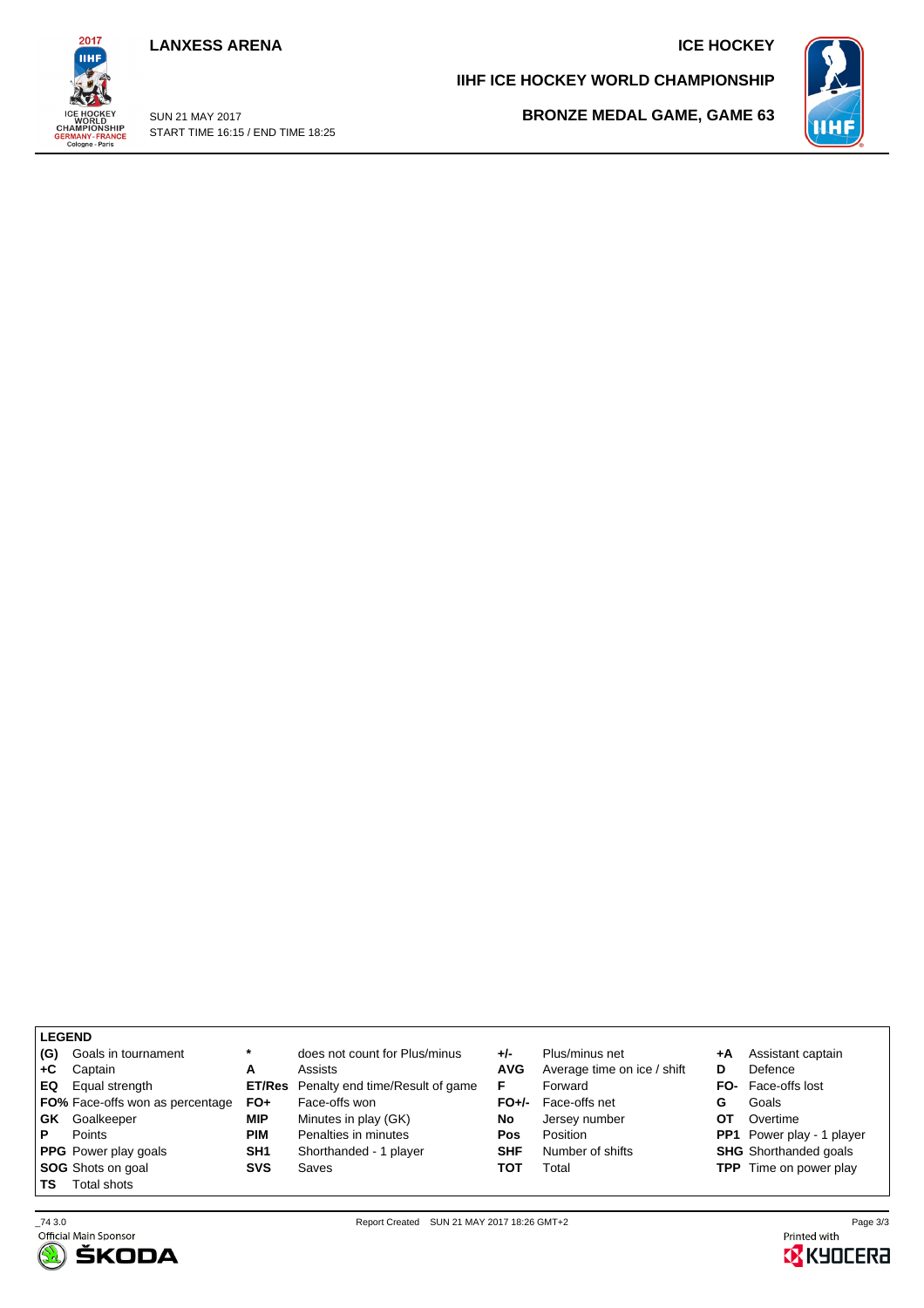LANXESS ARENA

SUN 21 MAY 2017
START TIME 16:15 / END TIME 18:25

ICE HOCKEY

IIHF ICE HOCKEY WORLD CHAMPIONSHIP

BRONZE MEDAL GAME, GAME 63

**LEGEND**

| | | | | | | | |
|---|---|---|---|---|---|---|---|
| **(G)** | Goals in tournament | **\*** | does not count for Plus/minus | **+/-** | Plus/minus net | **+A** | Assistant captain |
| **+C** | Captain | **A** | Assists | **AVG** | Average time on ice / shift | **D** | Defence |
| **EQ** | Equal strength | **ET/Res** | Penalty end time/Result of game | **F** | Forward | **FO-** | Face-offs lost |
| **FO%** | Face-offs won as percentage | **FO+** | Face-offs won | **FO+/-** | Face-offs net | **G** | Goals |
| **GK** | Goalkeeper | **MIP** | Minutes in play (GK) | **No** | Jersey number | **OT** | Overtime |
| **P** | Points | **PIM** | Penalties in minutes | **Pos** | Position | **PP1** | Power play - 1 player |
| **PPG** | Power play goals | **SH1** | Shorthanded - 1 player | **SHF** | Number of shifts | **SHG** | Shorthanded goals |
| **SOG** | Shots on goal | **SVS** | Saves | **TOT** | Total | **TPP** | Time on power play |
| **TS** | Total shots | | | | | | |

_74 3.0

Report Created SUN 21 MAY 2017 18:26 GMT+2